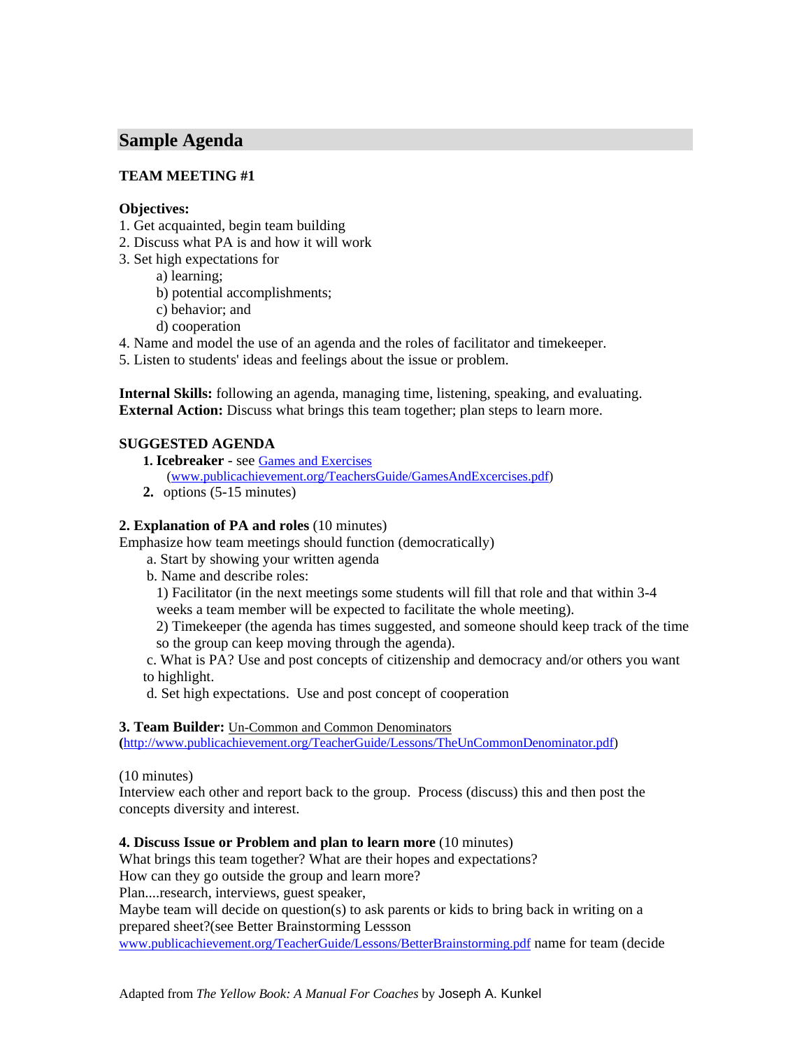## Sample Agenda

**TEAM MEETING #1**

**Objectives:**

1. Get acquainted, begin team building
2. Discuss what PA is and how it will work
3. Set high expectations for
   - a) learning;
   - b) potential accomplishments;
   - c) behavior; and
   - d) cooperation
4. Name and model the use of an agenda and the roles of facilitator and timekeeper.
5. Listen to students' ideas and feelings about the issue or problem.

**Internal Skills:** following an agenda, managing time, listening, speaking, and evaluating.
**External Action:** Discuss what brings this team together; plan steps to learn more.

**SUGGESTED AGENDA**

1. **Icebreaker** - see Games and Exercises (www.publicachievement.org/TeachersGuide/GamesAndExcercises.pdf)
2. options (5-15 minutes)

**2. Explanation of PA and roles** (10 minutes)
Emphasize how team meetings should function (democratically)

a. Start by showing your written agenda

b. Name and describe roles:

1) Facilitator (in the next meetings some students will fill that role and that within 3-4 weeks a team member will be expected to facilitate the whole meeting).

2) Timekeeper (the agenda has times suggested, and someone should keep track of the time so the group can keep moving through the agenda).

c. What is PA? Use and post concepts of citizenship and democracy and/or others you want to highlight.

d. Set high expectations. Use and post concept of cooperation

**3. Team Builder:** Un-Common and Common Denominators
**(**http://www.publicachievement.org/TeacherGuide/Lessons/TheUnCommonDenominator.pdf)

(10 minutes)
Interview each other and report back to the group. Process (discuss) this and then post the concepts diversity and interest.

**4. Discuss Issue or Problem and plan to learn more** (10 minutes)
What brings this team together? What are their hopes and expectations?
How can they go outside the group and learn more?
Plan....research, interviews, guest speaker,
Maybe team will decide on question(s) to ask parents or kids to bring back in writing on a prepared sheet?(see Better Brainstorming Lessson
www.publicachievement.org/TeacherGuide/Lessons/BetterBrainstorming.pdf name for team (decide

Adapted from *The Yellow Book: A Manual For Coaches* by Joseph A. Kunkel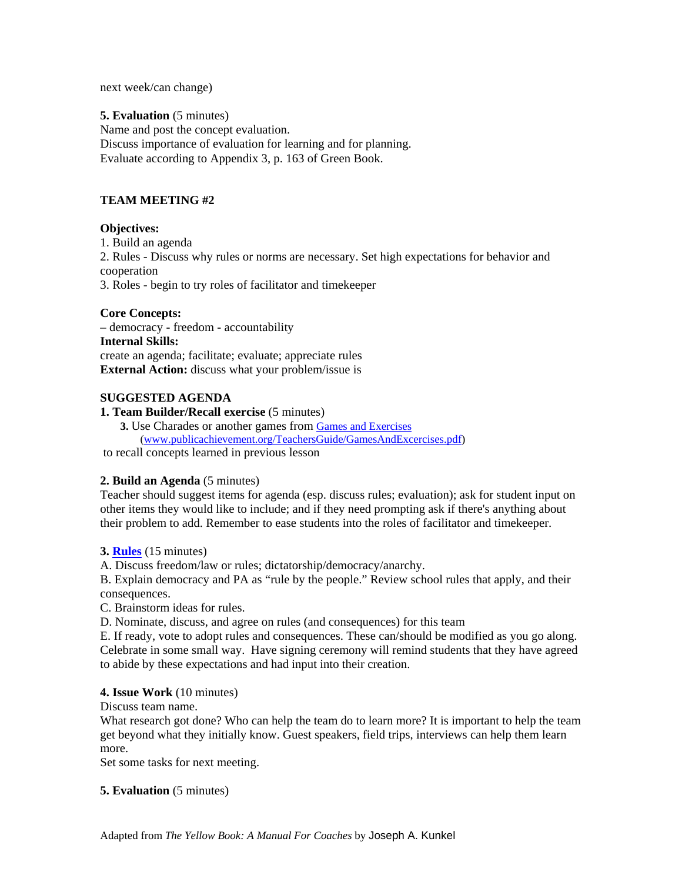next week/can change)

**5. Evaluation** (5 minutes)
Name and post the concept evaluation.
Discuss importance of evaluation for learning and for planning.
Evaluate according to Appendix 3, p. 163 of Green Book.

## TEAM MEETING #2

**Objectives:**
1. Build an agenda
2. Rules - Discuss why rules or norms are necessary. Set high expectations for behavior and cooperation
3. Roles - begin to try roles of facilitator and timekeeper

**Core Concepts:**
– democracy - freedom - accountability
**Internal Skills:**
create an agenda; facilitate; evaluate; appreciate rules
**External Action:** discuss what your problem/issue is

### SUGGESTED AGENDA

**1. Team Builder/Recall exercise** (5 minutes)

**3.** Use Charades or another games from [Games and Exercises](www.publicachievement.org/TeachersGuide/GamesAndExcercises.pdf) (www.publicachievement.org/TeachersGuide/GamesAndExcercises.pdf) to recall concepts learned in previous lesson

**2. Build an Agenda** (5 minutes)
Teacher should suggest items for agenda (esp. discuss rules; evaluation); ask for student input on other items they would like to include; and if they need prompting ask if there's anything about their problem to add. Remember to ease students into the roles of facilitator and timekeeper.

**3. Rules** (15 minutes)
A. Discuss freedom/law or rules; dictatorship/democracy/anarchy.
B. Explain democracy and PA as "rule by the people." Review school rules that apply, and their consequences.
C. Brainstorm ideas for rules.
D. Nominate, discuss, and agree on rules (and consequences) for this team
E. If ready, vote to adopt rules and consequences. These can/should be modified as you go along. Celebrate in some small way. Have signing ceremony will remind students that they have agreed to abide by these expectations and had input into their creation.

**4. Issue Work** (10 minutes)
Discuss team name.
What research got done? Who can help the team do to learn more? It is important to help the team get beyond what they initially know. Guest speakers, field trips, interviews can help them learn more.
Set some tasks for next meeting.

**5. Evaluation** (5 minutes)

Adapted from *The Yellow Book: A Manual For Coaches* by Joseph A. Kunkel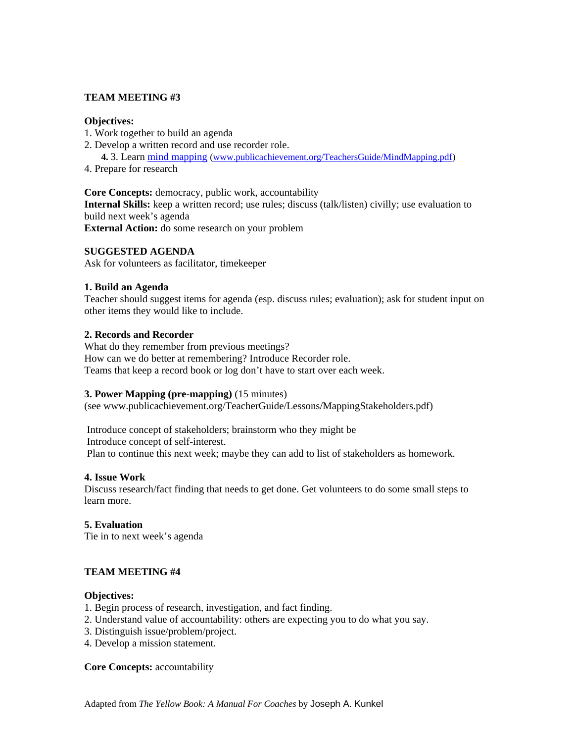**TEAM MEETING #3**

**Objectives:**

1. Work together to build an agenda
2. Develop a written record and use recorder role.
3. **4.** 3. Learn [mind mapping](www.publicachievement.org/TeachersGuide/MindMapping.pdf) ([www.publicachievement.org/TeachersGuide/MindMapping.pdf](www.publicachievement.org/TeachersGuide/MindMapping.pdf))
4. Prepare for research

**Core Concepts:** democracy, public work, accountability
**Internal Skills:** keep a written record; use rules; discuss (talk/listen) civilly; use evaluation to build next week's agenda
**External Action:** do some research on your problem

**SUGGESTED AGENDA**
Ask for volunteers as facilitator, timekeeper

**1. Build an Agenda**
Teacher should suggest items for agenda (esp. discuss rules; evaluation); ask for student input on other items they would like to include.

**2. Records and Recorder**
What do they remember from previous meetings?
How can we do better at remembering? Introduce Recorder role.
Teams that keep a record book or log don't have to start over each week.

**3. Power Mapping (pre-mapping)** (15 minutes)
(see www.publicachievement.org/TeacherGuide/Lessons/MappingStakeholders.pdf)

Introduce concept of stakeholders; brainstorm who they might be
Introduce concept of self-interest.
Plan to continue this next week; maybe they can add to list of stakeholders as homework.

**4. Issue Work**
Discuss research/fact finding that needs to get done. Get volunteers to do some small steps to learn more.

**5. Evaluation**
Tie in to next week's agenda

**TEAM MEETING #4**

**Objectives:**

1. Begin process of research, investigation, and fact finding.
2. Understand value of accountability: others are expecting you to do what you say.
3. Distinguish issue/problem/project.
4. Develop a mission statement.

**Core Concepts:** accountability

Adapted from *The Yellow Book: A Manual For Coaches* by Joseph A. Kunkel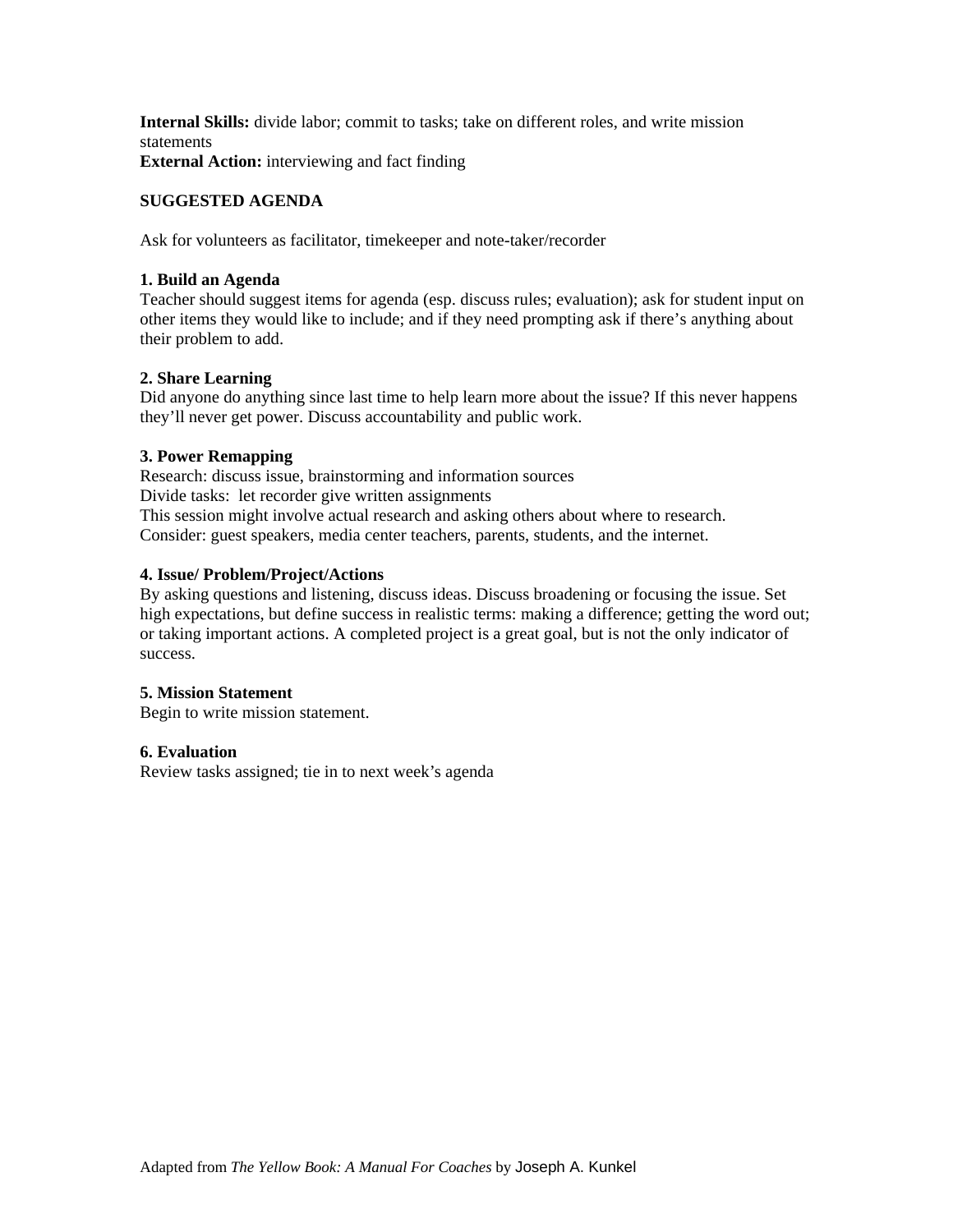**Internal Skills:** divide labor; commit to tasks; take on different roles, and write mission statements
**External Action:** interviewing and fact finding

**SUGGESTED AGENDA**

Ask for volunteers as facilitator, timekeeper and note-taker/recorder

**1. Build an Agenda**
Teacher should suggest items for agenda (esp. discuss rules; evaluation); ask for student input on other items they would like to include; and if they need prompting ask if there's anything about their problem to add.

**2. Share Learning**
Did anyone do anything since last time to help learn more about the issue? If this never happens they'll never get power. Discuss accountability and public work.

**3. Power Remapping**
Research: discuss issue, brainstorming and information sources
Divide tasks: let recorder give written assignments
This session might involve actual research and asking others about where to research.
Consider: guest speakers, media center teachers, parents, students, and the internet.

**4. Issue/ Problem/Project/Actions**
By asking questions and listening, discuss ideas. Discuss broadening or focusing the issue. Set high expectations, but define success in realistic terms: making a difference; getting the word out; or taking important actions. A completed project is a great goal, but is not the only indicator of success.

**5. Mission Statement**
Begin to write mission statement.

**6. Evaluation**
Review tasks assigned; tie in to next week's agenda

Adapted from *The Yellow Book: A Manual For Coaches* by Joseph A. Kunkel